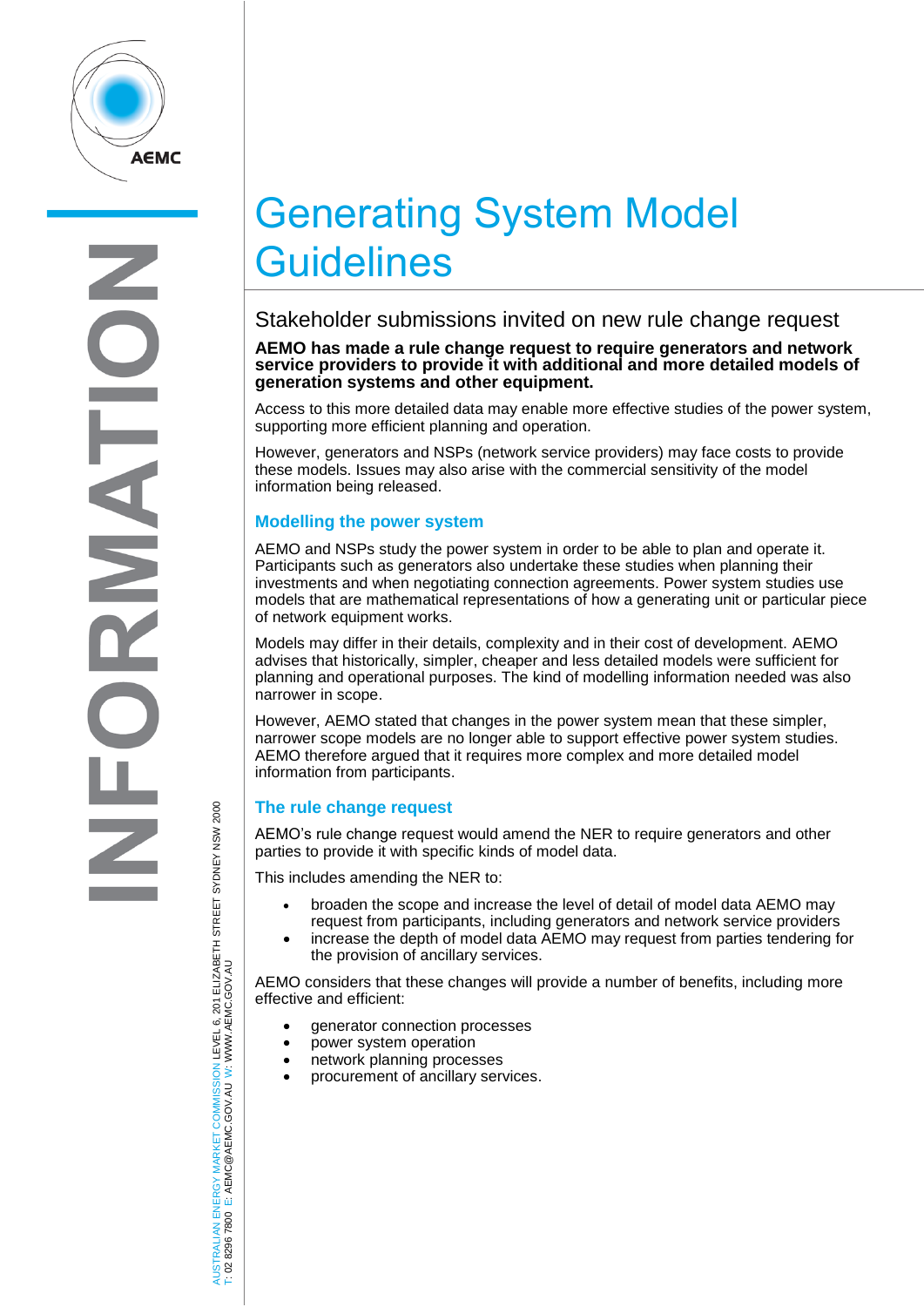# Generating System Model Guidelines

## Stakeholder submissions invited on new rule change request

**AEMO has made a rule change request to require generators and network service providers to provide it with additional and more detailed models of generation systems and other equipment.**

Access to this more detailed data may enable more effective studies of the power system, supporting more efficient planning and operation.

However, generators and NSPs (network service providers) may face costs to provide these models. Issues may also arise with the commercial sensitivity of the model information being released.

### Modelling the power system

AEMO and NSPs study the power system in order to be able to plan and operate it. Participants such as generators also undertake these studies when planning their investments and when negotiating connection agreements. Power system studies use models that are mathematical representations of how a generating unit or particular piece of network equipment works.

Models may differ in their details, complexity and in their cost of development. AEMO advises that historically, simpler, cheaper and less detailed models were sufficient for planning and operational purposes. The kind of modelling information needed was also narrower in scope.

However, AEMO stated that changes in the power system mean that these simpler, narrower scope models are no longer able to support effective power system studies. AEMO therefore argued that it requires more complex and more detailed model information from participants.

### The rule change request

AEMO's rule change request would amend the NER to require generators and other parties to provide it with specific kinds of model data.

This includes amending the NER to:

- broaden the scope and increase the level of detail of model data AEMO may request from participants, including generators and network service providers
- increase the depth of model data AEMO may request from parties tendering for the provision of ancillary services.

AEMO considers that these changes will provide a number of benefits, including more effective and efficient:

- generator connection processes
- power system operation
- network planning processes
- procurement of ancillary services.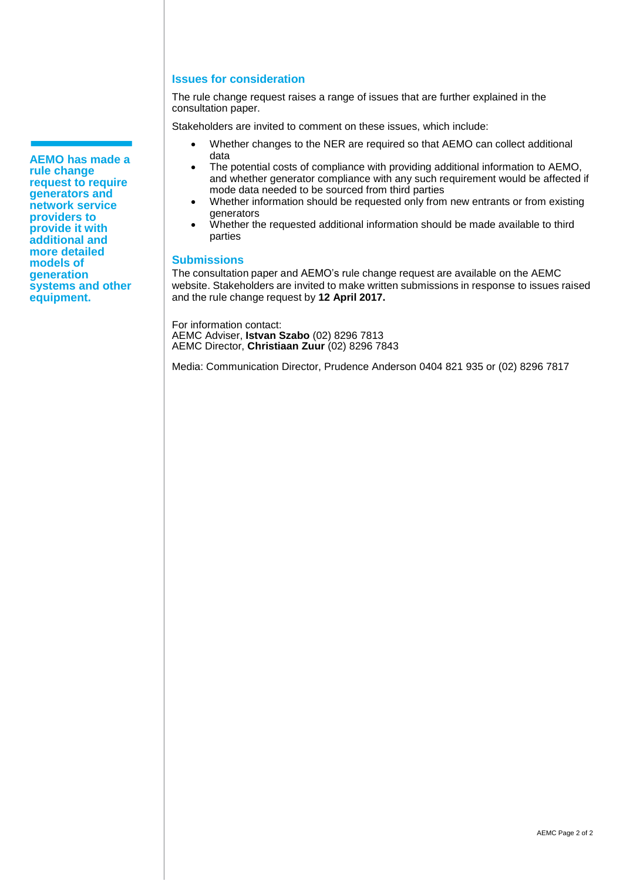**AEMO has made a rule change request to require generators and network service providers to provide it with additional and more detailed models of generation systems and other equipment.**

## Issues for consideration

The rule change request raises a range of issues that are further explained in the consultation paper.

Stakeholders are invited to comment on these issues, which include:

- Whether changes to the NER are required so that AEMO can collect additional data
- The potential costs of compliance with providing additional information to AEMO, and whether generator compliance with any such requirement would be affected if mode data needed to be sourced from third parties
- Whether information should be requested only from new entrants or from existing generators
- Whether the requested additional information should be made available to third parties

## Submissions

The consultation paper and AEMO's rule change request are available on the AEMC website. Stakeholders are invited to make written submissions in response to issues raised and the rule change request by **12 April 2017.**

For information contact:
AEMC Adviser, **Istvan Szabo** (02) 8296 7813
AEMC Director, **Christiaan Zuur** (02) 8296 7843

Media: Communication Director, Prudence Anderson 0404 821 935 or (02) 8296 7817